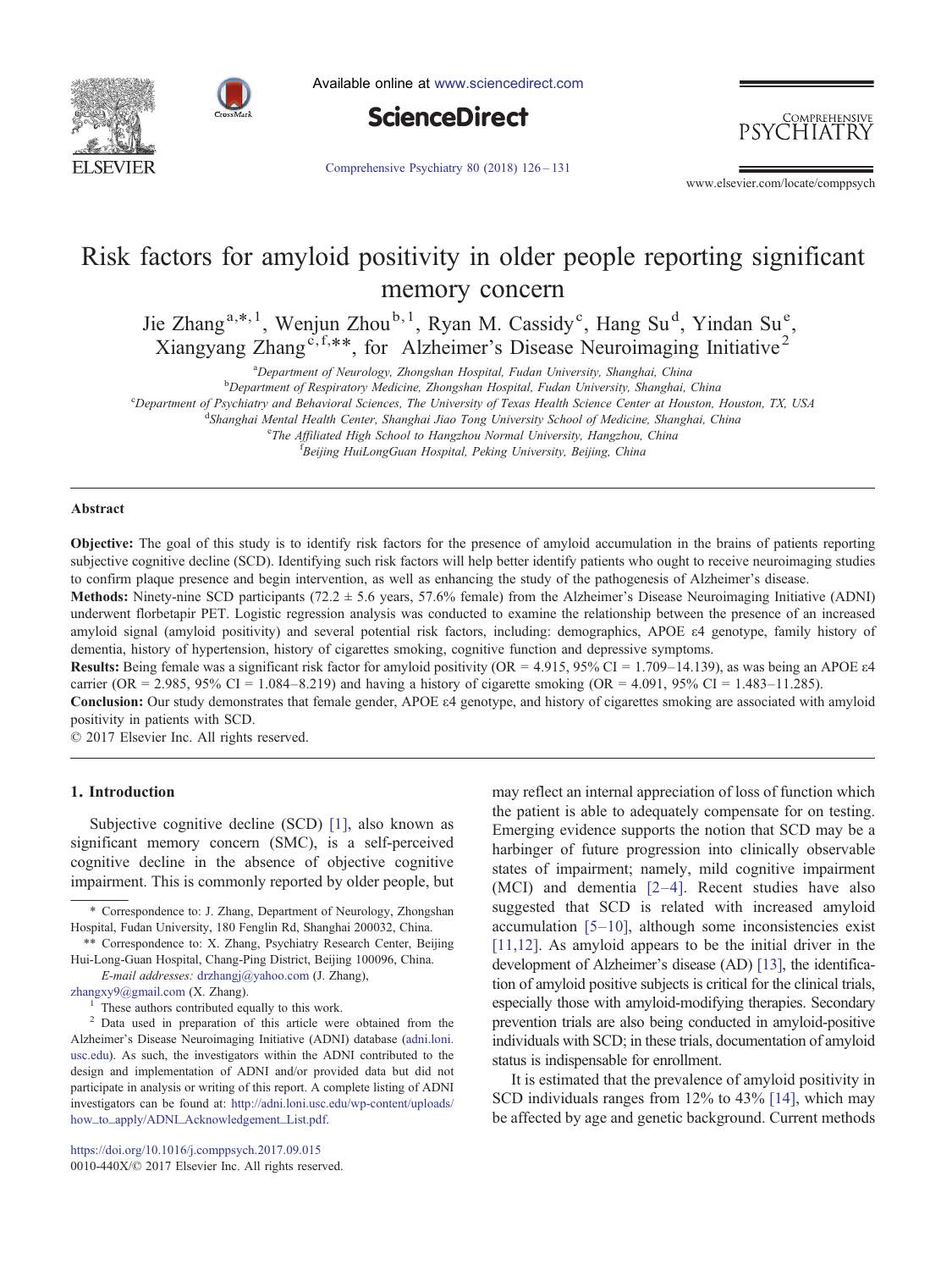# Risk factors for amyloid positivity in older people reporting significant memory concern

Jie Zhang[a,*,1], Wenjun Zhou[b,1], Ryan M. Cassidy[c], Hang Su[d], Yindan Su[e], Xiangyang Zhang[c,f,**], for Alzheimer's Disease Neuroimaging Initiative[2]

[a]Department of Neurology, Zhongshan Hospital, Fudan University, Shanghai, China
[b]Department of Respiratory Medicine, Zhongshan Hospital, Fudan University, Shanghai, China
[c]Department of Psychiatry and Behavioral Sciences, The University of Texas Health Science Center at Houston, Houston, TX, USA
[d]Shanghai Mental Health Center, Shanghai Jiao Tong University School of Medicine, Shanghai, China
[e]The Affiliated High School to Hangzhou Normal University, Hangzhou, China
[f]Beijing HuiLongGuan Hospital, Peking University, Beijing, China

## Abstract

**Objective:** The goal of this study is to identify risk factors for the presence of amyloid accumulation in the brains of patients reporting subjective cognitive decline (SCD). Identifying such risk factors will help better identify patients who ought to receive neuroimaging studies to confirm plaque presence and begin intervention, as well as enhancing the study of the pathogenesis of Alzheimer's disease.

**Methods:** Ninety-nine SCD participants (72.2 ± 5.6 years, 57.6% female) from the Alzheimer's Disease Neuroimaging Initiative (ADNI) underwent florbetapir PET. Logistic regression analysis was conducted to examine the relationship between the presence of an increased amyloid signal (amyloid positivity) and several potential risk factors, including: demographics, APOE ε4 genotype, family history of dementia, history of hypertension, history of cigarettes smoking, cognitive function and depressive symptoms.

**Results:** Being female was a significant risk factor for amyloid positivity (OR = 4.915, 95% CI = 1.709–14.139), as was being an APOE ε4 carrier (OR = 2.985, 95% CI = 1.084–8.219) and having a history of cigarette smoking (OR = 4.091, 95% CI = 1.483–11.285).

**Conclusion:** Our study demonstrates that female gender, APOE ε4 genotype, and history of cigarettes smoking are associated with amyloid positivity in patients with SCD.

© 2017 Elsevier Inc. All rights reserved.

## 1. Introduction

Subjective cognitive decline (SCD) [1], also known as significant memory concern (SMC), is a self-perceived cognitive decline in the absence of objective cognitive impairment. This is commonly reported by older people, but may reflect an internal appreciation of loss of function which the patient is able to adequately compensate for on testing. Emerging evidence supports the notion that SCD may be a harbinger of future progression into clinically observable states of impairment; namely, mild cognitive impairment (MCI) and dementia [2–4]. Recent studies have also suggested that SCD is related with increased amyloid accumulation [5–10], although some inconsistencies exist [11,12]. As amyloid appears to be the initial driver in the development of Alzheimer's disease (AD) [13], the identification of amyloid positive subjects is critical for the clinical trials, especially those with amyloid-modifying therapies. Secondary prevention trials are also being conducted in amyloid-positive individuals with SCD; in these trials, documentation of amyloid status is indispensable for enrollment.

It is estimated that the prevalence of amyloid positivity in SCD individuals ranges from 12% to 43% [14], which may be affected by age and genetic background. Current methods

---

\* Correspondence to: J. Zhang, Department of Neurology, Zhongshan Hospital, Fudan University, 180 Fenglin Rd, Shanghai 200032, China.

\*\* Correspondence to: X. Zhang, Psychiatry Research Center, Beijing Hui-Long-Guan Hospital, Chang-Ping District, Beijing 100096, China.

*E-mail addresses:* drzhangj@yahoo.com (J. Zhang), zhangxy9@gmail.com (X. Zhang).

[1] These authors contributed equally to this work.

[2] Data used in preparation of this article were obtained from the Alzheimer's Disease Neuroimaging Initiative (ADNI) database (adni.loni.usc.edu). As such, the investigators within the ADNI contributed to the design and implementation of ADNI and/or provided data but did not participate in analysis or writing of this report. A complete listing of ADNI investigators can be found at: http://adni.loni.usc.edu/wp-content/uploads/how_to_apply/ADNI_Acknowledgement_List.pdf.

https://doi.org/10.1016/j.comppsych.2017.09.015
0010-440X/© 2017 Elsevier Inc. All rights reserved.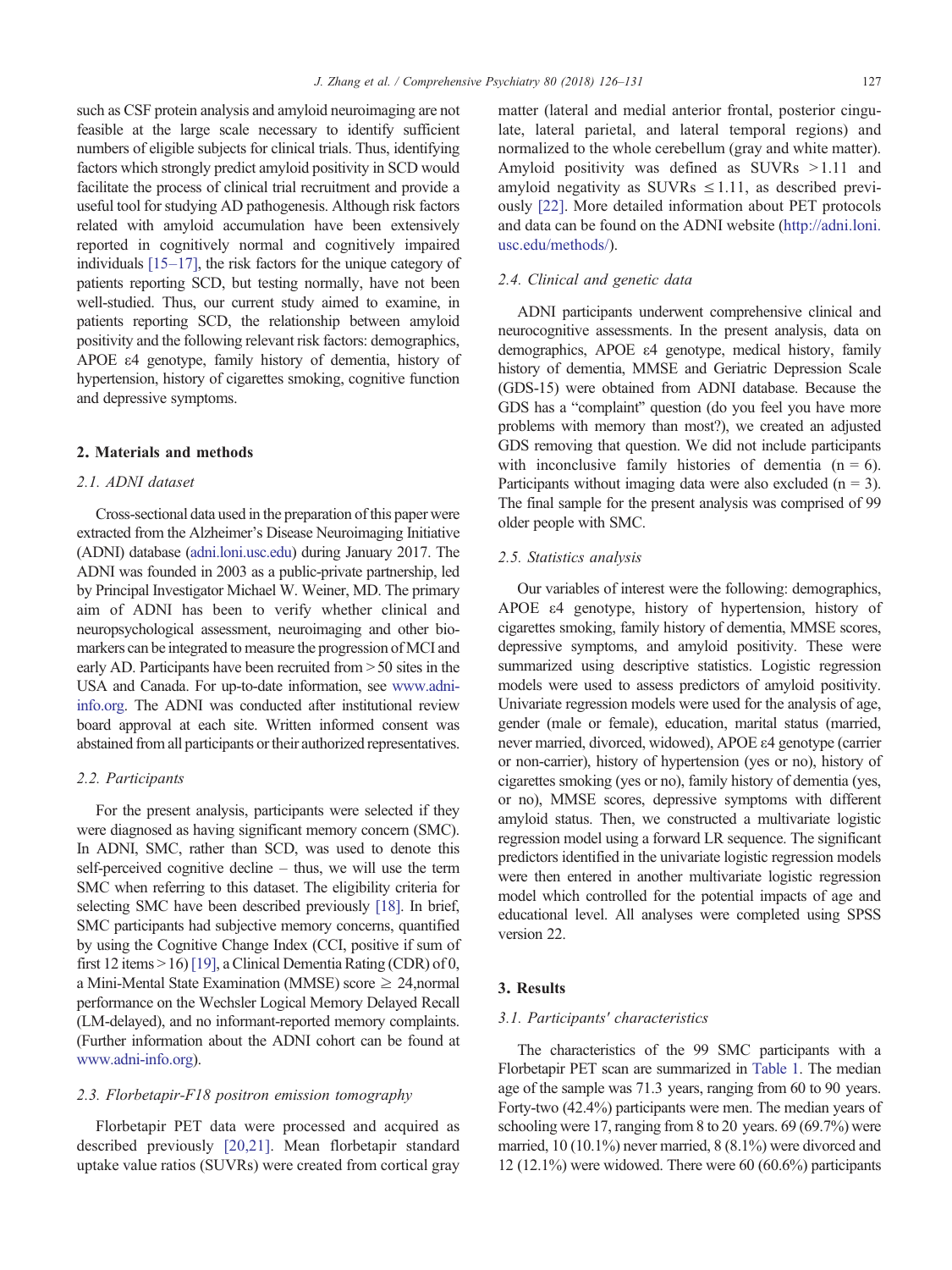such as CSF protein analysis and amyloid neuroimaging are not feasible at the large scale necessary to identify sufficient numbers of eligible subjects for clinical trials. Thus, identifying factors which strongly predict amyloid positivity in SCD would facilitate the process of clinical trial recruitment and provide a useful tool for studying AD pathogenesis. Although risk factors related with amyloid accumulation have been extensively reported in cognitively normal and cognitively impaired individuals [15–17], the risk factors for the unique category of patients reporting SCD, but testing normally, have not been well-studied. Thus, our current study aimed to examine, in patients reporting SCD, the relationship between amyloid positivity and the following relevant risk factors: demographics, APOE ε4 genotype, family history of dementia, history of hypertension, history of cigarettes smoking, cognitive function and depressive symptoms.

## 2. Materials and methods

### 2.1. ADNI dataset

Cross-sectional data used in the preparation of this paper were extracted from the Alzheimer's Disease Neuroimaging Initiative (ADNI) database (adni.loni.usc.edu) during January 2017. The ADNI was founded in 2003 as a public-private partnership, led by Principal Investigator Michael W. Weiner, MD. The primary aim of ADNI has been to verify whether clinical and neuropsychological assessment, neuroimaging and other biomarkers can be integrated to measure the progression of MCI and early AD. Participants have been recruited from > 50 sites in the USA and Canada. For up-to-date information, see www.adni-info.org. The ADNI was conducted after institutional review board approval at each site. Written informed consent was abstained from all participants or their authorized representatives.

### 2.2. Participants

For the present analysis, participants were selected if they were diagnosed as having significant memory concern (SMC). In ADNI, SMC, rather than SCD, was used to denote this self-perceived cognitive decline – thus, we will use the term SMC when referring to this dataset. The eligibility criteria for selecting SMC have been described previously [18]. In brief, SMC participants had subjective memory concerns, quantified by using the Cognitive Change Index (CCI, positive if sum of first 12 items > 16) [19], a Clinical Dementia Rating (CDR) of 0, a Mini-Mental State Examination (MMSE) score ≥ 24,normal performance on the Wechsler Logical Memory Delayed Recall (LM-delayed), and no informant-reported memory complaints. (Further information about the ADNI cohort can be found at www.adni-info.org).

### 2.3. Florbetapir-F18 positron emission tomography

Florbetapir PET data were processed and acquired as described previously [20,21]. Mean florbetapir standard uptake value ratios (SUVRs) were created from cortical gray matter (lateral and medial anterior frontal, posterior cingulate, lateral parietal, and lateral temporal regions) and normalized to the whole cerebellum (gray and white matter). Amyloid positivity was defined as SUVRs > 1.11 and amyloid negativity as SUVRs ≤ 1.11, as described previously [22]. More detailed information about PET protocols and data can be found on the ADNI website (http://adni.loni.usc.edu/methods/).

### 2.4. Clinical and genetic data

ADNI participants underwent comprehensive clinical and neurocognitive assessments. In the present analysis, data on demographics, APOE ε4 genotype, medical history, family history of dementia, MMSE and Geriatric Depression Scale (GDS-15) were obtained from ADNI database. Because the GDS has a "complaint" question (do you feel you have more problems with memory than most?), we created an adjusted GDS removing that question. We did not include participants with inconclusive family histories of dementia (n = 6). Participants without imaging data were also excluded (n = 3). The final sample for the present analysis was comprised of 99 older people with SMC.

### 2.5. Statistics analysis

Our variables of interest were the following: demographics, APOE ε4 genotype, history of hypertension, history of cigarettes smoking, family history of dementia, MMSE scores, depressive symptoms, and amyloid positivity. These were summarized using descriptive statistics. Logistic regression models were used to assess predictors of amyloid positivity. Univariate regression models were used for the analysis of age, gender (male or female), education, marital status (married, never married, divorced, widowed), APOE ε4 genotype (carrier or non-carrier), history of hypertension (yes or no), history of cigarettes smoking (yes or no), family history of dementia (yes, or no), MMSE scores, depressive symptoms with different amyloid status. Then, we constructed a multivariate logistic regression model using a forward LR sequence. The significant predictors identified in the univariate logistic regression models were then entered in another multivariate logistic regression model which controlled for the potential impacts of age and educational level. All analyses were completed using SPSS version 22.

## 3. Results

### 3.1. Participants' characteristics

The characteristics of the 99 SMC participants with a Florbetapir PET scan are summarized in Table 1. The median age of the sample was 71.3 years, ranging from 60 to 90 years. Forty-two (42.4%) participants were men. The median years of schooling were 17, ranging from 8 to 20 years. 69 (69.7%) were married, 10 (10.1%) never married, 8 (8.1%) were divorced and 12 (12.1%) were widowed. There were 60 (60.6%) participants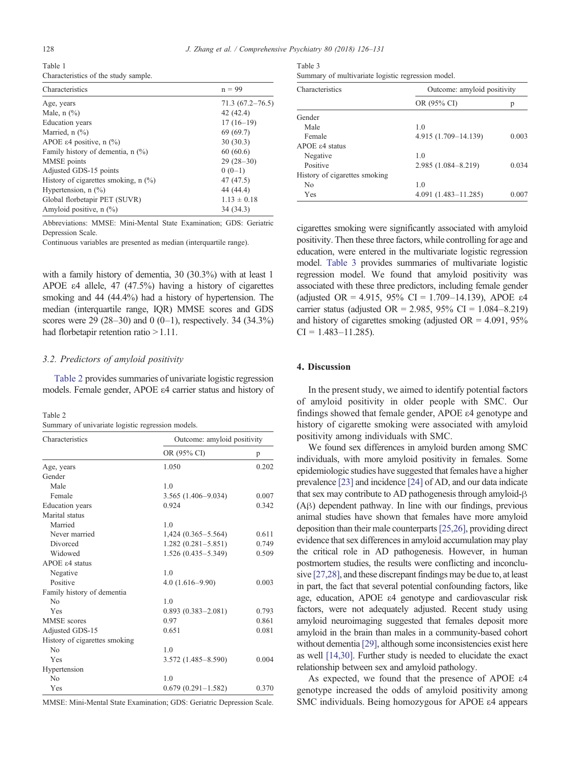Table 1
Characteristics of the study sample.

| Characteristics | n = 99 |
|---|---|
| Age, years | 71.3 (67.2–76.5) |
| Male, n (%) | 42 (42.4) |
| Education years | 17 (16–19) |
| Married, n (%) | 69 (69.7) |
| APOE ε4 positive, n (%) | 30 (30.3) |
| Family history of dementia, n (%) | 60 (60.6) |
| MMSE points | 29 (28–30) |
| Adjusted GDS-15 points | 0 (0–1) |
| History of cigarettes smoking, n (%) | 47 (47.5) |
| Hypertension, n (%) | 44 (44.4) |
| Global florbetapir PET (SUVR) | 1.13 ± 0.18 |
| Amyloid positive, n (%) | 34 (34.3) |

Abbreviations: MMSE: Mini-Mental State Examination; GDS: Geriatric Depression Scale.
Continuous variables are presented as median (interquartile range).

with a family history of dementia, 30 (30.3%) with at least 1 APOE ε4 allele, 47 (47.5%) having a history of cigarettes smoking and 44 (44.4%) had a history of hypertension. The median (interquartile range, IQR) MMSE scores and GDS scores were 29 (28–30) and 0 (0–1), respectively. 34 (34.3%) had florbetapir retention ratio >1.11.

### 3.2. Predictors of amyloid positivity

Table 2 provides summaries of univariate logistic regression models. Female gender, APOE ε4 carrier status and history of cigarettes smoking were significantly associated with amyloid positivity. Then these three factors, while controlling for age and education, were entered in the multivariate logistic regression model. Table 3 provides summaries of multivariate logistic regression model. We found that amyloid positivity was associated with these three predictors, including female gender (adjusted OR = 4.915, 95% CI = 1.709–14.139), APOE ε4 carrier status (adjusted OR = 2.985, 95% CI = 1.084–8.219) and history of cigarettes smoking (adjusted OR = 4.091, 95% CI = 1.483–11.285).

Table 2
Summary of univariate logistic regression models.

| Characteristics | Outcome: amyloid positivity | |
|---|---|---|
| | OR (95% CI) | p |
| Age, years | 1.050 | 0.202 |
| Gender | | |
| Male | 1.0 | |
| Female | 3.565 (1.406–9.034) | 0.007 |
| Education years | 0.924 | 0.342 |
| Marital status | | |
| Married | 1.0 | |
| Never married | 1,424 (0.365–5.564) | 0.611 |
| Divorced | 1.282 (0.281–5.851) | 0.749 |
| Widowed | 1.526 (0.435–5.349) | 0.509 |
| APOE ε4 status | | |
| Negative | 1.0 | |
| Positive | 4.0 (1.616–9.90) | 0.003 |
| Family history of dementia | | |
| No | 1.0 | |
| Yes | 0.893 (0.383–2.081) | 0.793 |
| MMSE scores | 0.97 | 0.861 |
| Adjusted GDS-15 | 0.651 | 0.081 |
| History of cigarettes smoking | | |
| No | 1.0 | |
| Yes | 3.572 (1.485–8.590) | 0.004 |
| Hypertension | | |
| No | 1.0 | |
| Yes | 0.679 (0.291–1.582) | 0.370 |

MMSE: Mini-Mental State Examination; GDS: Geriatric Depression Scale.

Table 3
Summary of multivariate logistic regression model.

| Characteristics | Outcome: amyloid positivity | |
|---|---|---|
| | OR (95% CI) | p |
| Gender | | |
| Male | 1.0 | |
| Female | 4.915 (1.709–14.139) | 0.003 |
| APOE ε4 status | | |
| Negative | 1.0 | |
| Positive | 2.985 (1.084–8.219) | 0.034 |
| History of cigarettes smoking | | |
| No | 1.0 | |
| Yes | 4.091 (1.483–11.285) | 0.007 |

## 4. Discussion

In the present study, we aimed to identify potential factors of amyloid positivity in older people with SMC. Our findings showed that female gender, APOE ε4 genotype and history of cigarette smoking were associated with amyloid positivity among individuals with SMC.

We found sex differences in amyloid burden among SMC individuals, with more amyloid positivity in females. Some epidemiologic studies have suggested that females have a higher prevalence [23] and incidence [24] of AD, and our data indicate that sex may contribute to AD pathogenesis through amyloid-β (Aβ) dependent pathway. In line with our findings, previous animal studies have shown that females have more amyloid deposition than their male counterparts [25,26], providing direct evidence that sex differences in amyloid accumulation may play the critical role in AD pathogenesis. However, in human postmortem studies, the results were conflicting and inconclusive [27,28], and these discrepant findings may be due to, at least in part, the fact that several potential confounding factors, like age, education, APOE ε4 genotype and cardiovascular risk factors, were not adequately adjusted. Recent study using amyloid neuroimaging suggested that females deposit more amyloid in the brain than males in a community-based cohort without dementia [29], although some inconsistencies exist here as well [14,30]. Further study is needed to elucidate the exact relationship between sex and amyloid pathology.

As expected, we found that the presence of APOE ε4 genotype increased the odds of amyloid positivity among SMC individuals. Being homozygous for APOE ε4 appears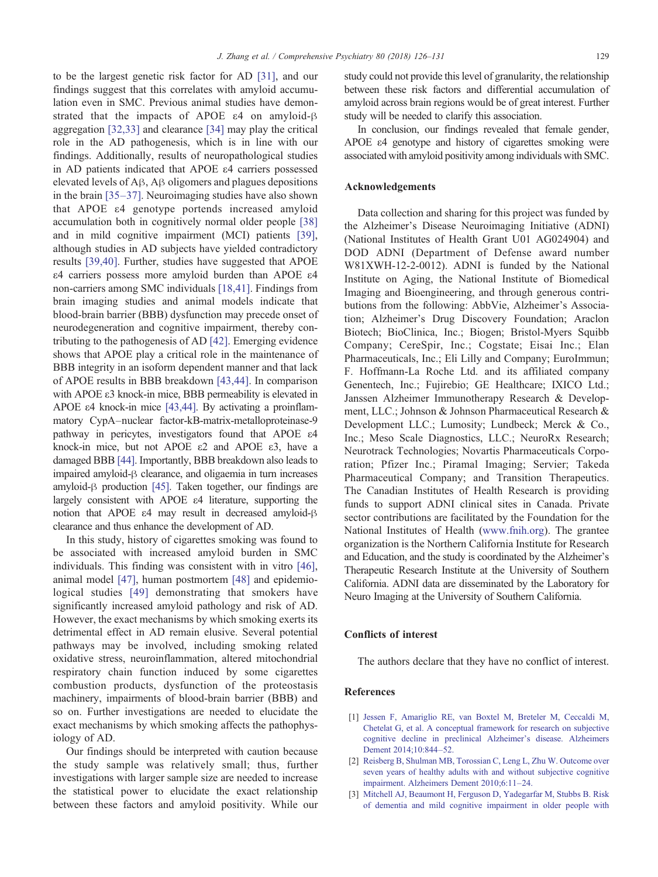to be the largest genetic risk factor for AD [31], and our findings suggest that this correlates with amyloid accumulation even in SMC. Previous animal studies have demonstrated that the impacts of APOE ε4 on amyloid-β aggregation [32,33] and clearance [34] may play the critical role in the AD pathogenesis, which is in line with our findings. Additionally, results of neuropathological studies in AD patients indicated that APOE ε4 carriers possessed elevated levels of Aβ, Aβ oligomers and plagues depositions in the brain [35–37]. Neuroimaging studies have also shown that APOE ε4 genotype portends increased amyloid accumulation both in cognitively normal older people [38] and in mild cognitive impairment (MCI) patients [39], although studies in AD subjects have yielded contradictory results [39,40]. Further, studies have suggested that APOE ε4 carriers possess more amyloid burden than APOE ε4 non-carriers among SMC individuals [18,41]. Findings from brain imaging studies and animal models indicate that blood-brain barrier (BBB) dysfunction may precede onset of neurodegeneration and cognitive impairment, thereby contributing to the pathogenesis of AD [42]. Emerging evidence shows that APOE play a critical role in the maintenance of BBB integrity in an isoform dependent manner and that lack of APOE results in BBB breakdown [43,44]. In comparison with APOE ε3 knock-in mice, BBB permeability is elevated in APOE ε4 knock-in mice [43,44]. By activating a proinflammatory CypA–nuclear factor-kB-matrix-metalloproteinase-9 pathway in pericytes, investigators found that APOE ε4 knock-in mice, but not APOE ε2 and APOE ε3, have a damaged BBB [44]. Importantly, BBB breakdown also leads to impaired amyloid-β clearance, and oligaemia in turn increases amyloid-β production [45]. Taken together, our findings are largely consistent with APOE ε4 literature, supporting the notion that APOE ε4 may result in decreased amyloid-β clearance and thus enhance the development of AD.

In this study, history of cigarettes smoking was found to be associated with increased amyloid burden in SMC individuals. This finding was consistent with in vitro [46], animal model [47], human postmortem [48] and epidemiological studies [49] demonstrating that smokers have significantly increased amyloid pathology and risk of AD. However, the exact mechanisms by which smoking exerts its detrimental effect in AD remain elusive. Several potential pathways may be involved, including smoking related oxidative stress, neuroinflammation, altered mitochondrial respiratory chain function induced by some cigarettes combustion products, dysfunction of the proteostasis machinery, impairments of blood-brain barrier (BBB) and so on. Further investigations are needed to elucidate the exact mechanisms by which smoking affects the pathophysiology of AD.

Our findings should be interpreted with caution because the study sample was relatively small; thus, further investigations with larger sample size are needed to increase the statistical power to elucidate the exact relationship between these factors and amyloid positivity. While our study could not provide this level of granularity, the relationship between these risk factors and differential accumulation of amyloid across brain regions would be of great interest. Further study will be needed to clarify this association.

In conclusion, our findings revealed that female gender, APOE ε4 genotype and history of cigarettes smoking were associated with amyloid positivity among individuals with SMC.

## Acknowledgements

Data collection and sharing for this project was funded by the Alzheimer's Disease Neuroimaging Initiative (ADNI) (National Institutes of Health Grant U01 AG024904) and DOD ADNI (Department of Defense award number W81XWH-12-2-0012). ADNI is funded by the National Institute on Aging, the National Institute of Biomedical Imaging and Bioengineering, and through generous contributions from the following: AbbVie, Alzheimer's Association; Alzheimer's Drug Discovery Foundation; Araclon Biotech; BioClinica, Inc.; Biogen; Bristol-Myers Squibb Company; CereSpir, Inc.; Cogstate; Eisai Inc.; Elan Pharmaceuticals, Inc.; Eli Lilly and Company; EuroImmun; F. Hoffmann-La Roche Ltd. and its affiliated company Genentech, Inc.; Fujirebio; GE Healthcare; IXICO Ltd.; Janssen Alzheimer Immunotherapy Research & Development, LLC.; Johnson & Johnson Pharmaceutical Research & Development LLC.; Lumosity; Lundbeck; Merck & Co., Inc.; Meso Scale Diagnostics, LLC.; NeuroRx Research; Neurotrack Technologies; Novartis Pharmaceuticals Corporation; Pfizer Inc.; Piramal Imaging; Servier; Takeda Pharmaceutical Company; and Transition Therapeutics. The Canadian Institutes of Health Research is providing funds to support ADNI clinical sites in Canada. Private sector contributions are facilitated by the Foundation for the National Institutes of Health (www.fnih.org). The grantee organization is the Northern California Institute for Research and Education, and the study is coordinated by the Alzheimer's Therapeutic Research Institute at the University of Southern California. ADNI data are disseminated by the Laboratory for Neuro Imaging at the University of Southern California.

## Conflicts of interest

The authors declare that they have no conflict of interest.

## References

[1] Jessen F, Amariglio RE, van Boxtel M, Breteler M, Ceccaldi M, Chetelat G, et al. A conceptual framework for research on subjective cognitive decline in preclinical Alzheimer's disease. Alzheimers Dement 2014;10:844–52.

[2] Reisberg B, Shulman MB, Torossian C, Leng L, Zhu W. Outcome over seven years of healthy adults with and without subjective cognitive impairment. Alzheimers Dement 2010;6:11–24.

[3] Mitchell AJ, Beaumont H, Ferguson D, Yadegarfar M, Stubbs B. Risk of dementia and mild cognitive impairment in older people with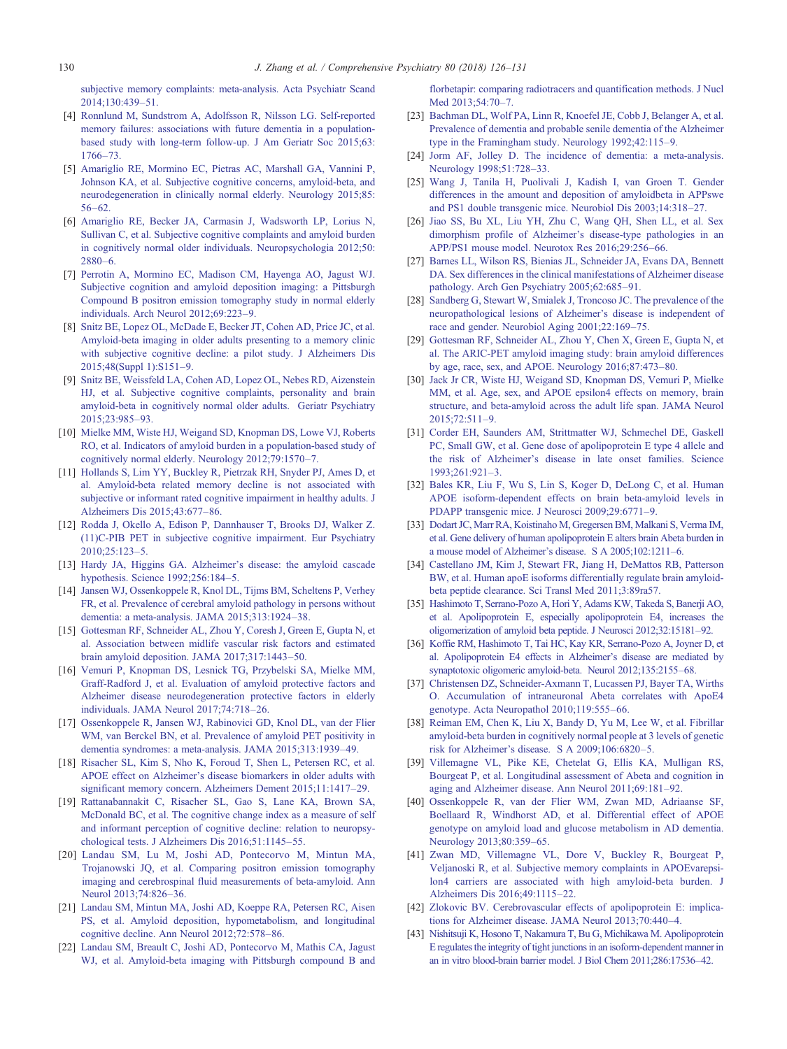subjective memory complaints: meta-analysis. Acta Psychiatr Scand 2014;130:439–51.

[4] Ronnlund M, Sundstrom A, Adolfsson R, Nilsson LG. Self-reported memory failures: associations with future dementia in a population-based study with long-term follow-up. J Am Geriatr Soc 2015;63:1766–73.

[5] Amariglio RE, Mormino EC, Pietras AC, Marshall GA, Vannini P, Johnson KA, et al. Subjective cognitive concerns, amyloid-beta, and neurodegeneration in clinically normal elderly. Neurology 2015;85:56–62.

[6] Amariglio RE, Becker JA, Carmasin J, Wadsworth LP, Lorius N, Sullivan C, et al. Subjective cognitive complaints and amyloid burden in cognitively normal older individuals. Neuropsychologia 2012;50:2880–6.

[7] Perrotin A, Mormino EC, Madison CM, Hayenga AO, Jagust WJ. Subjective cognition and amyloid deposition imaging: a Pittsburgh Compound B positron emission tomography study in normal elderly individuals. Arch Neurol 2012;69:223–9.

[8] Snitz BE, Lopez OL, McDade E, Becker JT, Cohen AD, Price JC, et al. Amyloid-beta imaging in older adults presenting to a memory clinic with subjective cognitive decline: a pilot study. J Alzheimers Dis 2015;48(Suppl 1):S151–9.

[9] Snitz BE, Weissfeld LA, Cohen AD, Lopez OL, Nebes RD, Aizenstein HJ, et al. Subjective cognitive complaints, personality and brain amyloid-beta in cognitively normal older adults. Geriatr Psychiatry 2015;23:985–93.

[10] Mielke MM, Wiste HJ, Weigand SD, Knopman DS, Lowe VJ, Roberts RO, et al. Indicators of amyloid burden in a population-based study of cognitively normal elderly. Neurology 2012;79:1570–7.

[11] Hollands S, Lim YY, Buckley R, Pietrzak RH, Snyder PJ, Ames D, et al. Amyloid-beta related memory decline is not associated with subjective or informant rated cognitive impairment in healthy adults. J Alzheimers Dis 2015;43:677–86.

[12] Rodda J, Okello A, Edison P, Dannhauser T, Brooks DJ, Walker Z. (11)C-PIB PET in subjective cognitive impairment. Eur Psychiatry 2010;25:123–5.

[13] Hardy JA, Higgins GA. Alzheimer's disease: the amyloid cascade hypothesis. Science 1992;256:184–5.

[14] Jansen WJ, Ossenkoppele R, Knol DL, Tijms BM, Scheltens P, Verhey FR, et al. Prevalence of cerebral amyloid pathology in persons without dementia: a meta-analysis. JAMA 2015;313:1924–38.

[15] Gottesman RF, Schneider AL, Zhou Y, Coresh J, Green E, Gupta N, et al. Association between midlife vascular risk factors and estimated brain amyloid deposition. JAMA 2017;317:1443–50.

[16] Vemuri P, Knopman DS, Lesnick TG, Przybelski SA, Mielke MM, Graff-Radford J, et al. Evaluation of amyloid protective factors and Alzheimer disease neurodegeneration protective factors in elderly individuals. JAMA Neurol 2017;74:718–26.

[17] Ossenkoppele R, Jansen WJ, Rabinovici GD, Knol DL, van der Flier WM, van Berckel BN, et al. Prevalence of amyloid PET positivity in dementia syndromes: a meta-analysis. JAMA 2015;313:1939–49.

[18] Risacher SL, Kim S, Nho K, Foroud T, Shen L, Petersen RC, et al. APOE effect on Alzheimer's disease biomarkers in older adults with significant memory concern. Alzheimers Dement 2015;11:1417–29.

[19] Rattanabannakit C, Risacher SL, Gao S, Lane KA, Brown SA, McDonald BC, et al. The cognitive change index as a measure of self and informant perception of cognitive decline: relation to neuropsychological tests. J Alzheimers Dis 2016;51:1145–55.

[20] Landau SM, Lu M, Joshi AD, Pontecorvo M, Mintun MA, Trojanowski JQ, et al. Comparing positron emission tomography imaging and cerebrospinal fluid measurements of beta-amyloid. Ann Neurol 2013;74:826–36.

[21] Landau SM, Mintun MA, Joshi AD, Koeppe RA, Petersen RC, Aisen PS, et al. Amyloid deposition, hypometabolism, and longitudinal cognitive decline. Ann Neurol 2012;72:578–86.

[22] Landau SM, Breault C, Joshi AD, Pontecorvo M, Mathis CA, Jagust WJ, et al. Amyloid-beta imaging with Pittsburgh compound B and florbetapir: comparing radiotracers and quantification methods. J Nucl Med 2013;54:70–7.

[23] Bachman DL, Wolf PA, Linn R, Knoefel JE, Cobb J, Belanger A, et al. Prevalence of dementia and probable senile dementia of the Alzheimer type in the Framingham study. Neurology 1992;42:115–9.

[24] Jorm AF, Jolley D. The incidence of dementia: a meta-analysis. Neurology 1998;51:728–33.

[25] Wang J, Tanila H, Puolivali J, Kadish I, van Groen T. Gender differences in the amount and deposition of amyloidbeta in APPswe and PS1 double transgenic mice. Neurobiol Dis 2003;14:318–27.

[26] Jiao SS, Bu XL, Liu YH, Zhu C, Wang QH, Shen LL, et al. Sex dimorphism profile of Alzheimer's disease-type pathologies in an APP/PS1 mouse model. Neurotox Res 2016;29:256–66.

[27] Barnes LL, Wilson RS, Bienias JL, Schneider JA, Evans DA, Bennett DA. Sex differences in the clinical manifestations of Alzheimer disease pathology. Arch Gen Psychiatry 2005;62:685–91.

[28] Sandberg G, Stewart W, Smialek J, Troncoso JC. The prevalence of the neuropathological lesions of Alzheimer's disease is independent of race and gender. Neurobiol Aging 2001;22:169–75.

[29] Gottesman RF, Schneider AL, Zhou Y, Chen X, Green E, Gupta N, et al. The ARIC-PET amyloid imaging study: brain amyloid differences by age, race, sex, and APOE. Neurology 2016;87:473–80.

[30] Jack Jr CR, Wiste HJ, Weigand SD, Knopman DS, Vemuri P, Mielke MM, et al. Age, sex, and APOE epsilon4 effects on memory, brain structure, and beta-amyloid across the adult life span. JAMA Neurol 2015;72:511–9.

[31] Corder EH, Saunders AM, Strittmatter WJ, Schmechel DE, Gaskell PC, Small GW, et al. Gene dose of apolipoprotein E type 4 allele and the risk of Alzheimer's disease in late onset families. Science 1993;261:921–3.

[32] Bales KR, Liu F, Wu S, Lin S, Koger D, DeLong C, et al. Human APOE isoform-dependent effects on brain beta-amyloid levels in PDAPP transgenic mice. J Neurosci 2009;29:6771–9.

[33] Dodart JC, Marr RA, Koistinaho M, Gregersen BM, Malkani S, Verma IM, et al. Gene delivery of human apolipoprotein E alters brain Abeta burden in a mouse model of Alzheimer's disease. S A 2005;102:1211–6.

[34] Castellano JM, Kim J, Stewart FR, Jiang H, DeMattos RB, Patterson BW, et al. Human apoE isoforms differentially regulate brain amyloid-beta peptide clearance. Sci Transl Med 2011;3:89ra57.

[35] Hashimoto T, Serrano-Pozo A, Hori Y, Adams KW, Takeda S, Banerji AO, et al. Apolipoprotein E, especially apolipoprotein E4, increases the oligomerization of amyloid beta peptide. J Neurosci 2012;32:15181–92.

[36] Koffie RM, Hashimoto T, Tai HC, Kay KR, Serrano-Pozo A, Joyner D, et al. Apolipoprotein E4 effects in Alzheimer's disease are mediated by synaptotoxic oligomeric amyloid-beta. Neurol 2012;135:2155–68.

[37] Christensen DZ, Schneider-Axmann T, Lucassen PJ, Bayer TA, Wirths O. Accumulation of intraneuronal Abeta correlates with ApoE4 genotype. Acta Neuropathol 2010;119:555–66.

[38] Reiman EM, Chen K, Liu X, Bandy D, Yu M, Lee W, et al. Fibrillar amyloid-beta burden in cognitively normal people at 3 levels of genetic risk for Alzheimer's disease. S A 2009;106:6820–5.

[39] Villemagne VL, Pike KE, Chetelat G, Ellis KA, Mulligan RS, Bourgeat P, et al. Longitudinal assessment of Abeta and cognition in aging and Alzheimer disease. Ann Neurol 2011;69:181–92.

[40] Ossenkoppele R, van der Flier WM, Zwan MD, Adriaanse SF, Boellaard R, Windhorst AD, et al. Differential effect of APOE genotype on amyloid load and glucose metabolism in AD dementia. Neurology 2013;80:359–65.

[41] Zwan MD, Villemagne VL, Dore V, Buckley R, Bourgeat P, Veljanoski R, et al. Subjective memory complaints in APOEvarepsilon4 carriers are associated with high amyloid-beta burden. J Alzheimers Dis 2016;49:1115–22.

[42] Zlokovic BV. Cerebrovascular effects of apolipoprotein E: implications for Alzheimer disease. JAMA Neurol 2013;70:440–4.

[43] Nishitsuji K, Hosono T, Nakamura T, Bu G, Michikawa M. Apolipoprotein E regulates the integrity of tight junctions in an isoform-dependent manner in an in vitro blood-brain barrier model. J Biol Chem 2011;286:17536–42.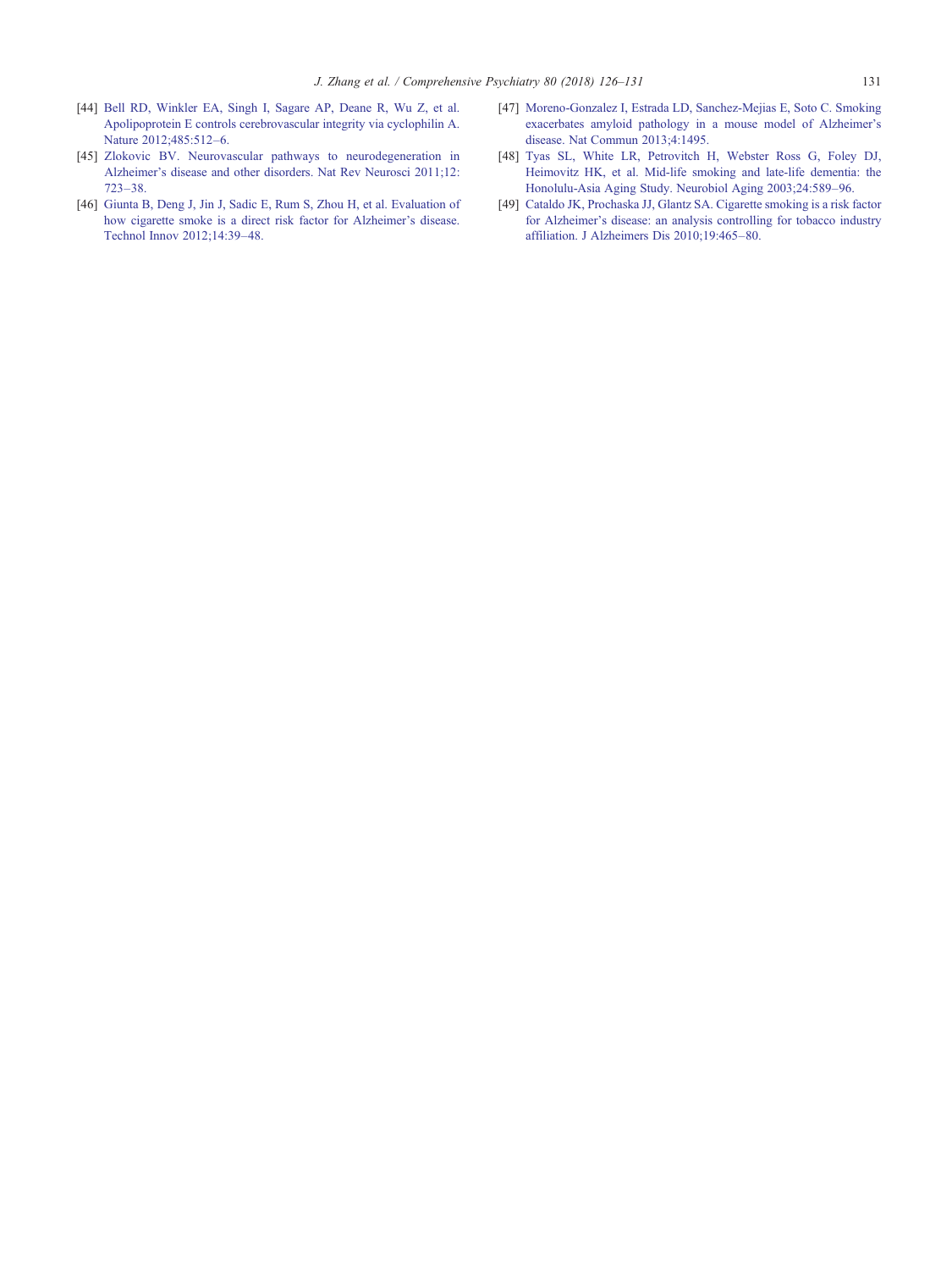[44] Bell RD, Winkler EA, Singh I, Sagare AP, Deane R, Wu Z, et al. Apolipoprotein E controls cerebrovascular integrity via cyclophilin A. Nature 2012;485:512–6.

[45] Zlokovic BV. Neurovascular pathways to neurodegeneration in Alzheimer's disease and other disorders. Nat Rev Neurosci 2011;12: 723–38.

[46] Giunta B, Deng J, Jin J, Sadic E, Rum S, Zhou H, et al. Evaluation of how cigarette smoke is a direct risk factor for Alzheimer's disease. Technol Innov 2012;14:39–48.

[47] Moreno-Gonzalez I, Estrada LD, Sanchez-Mejias E, Soto C. Smoking exacerbates amyloid pathology in a mouse model of Alzheimer's disease. Nat Commun 2013;4:1495.

[48] Tyas SL, White LR, Petrovitch H, Webster Ross G, Foley DJ, Heimovitz HK, et al. Mid-life smoking and late-life dementia: the Honolulu-Asia Aging Study. Neurobiol Aging 2003;24:589–96.

[49] Cataldo JK, Prochaska JJ, Glantz SA. Cigarette smoking is a risk factor for Alzheimer's disease: an analysis controlling for tobacco industry affiliation. J Alzheimers Dis 2010;19:465–80.